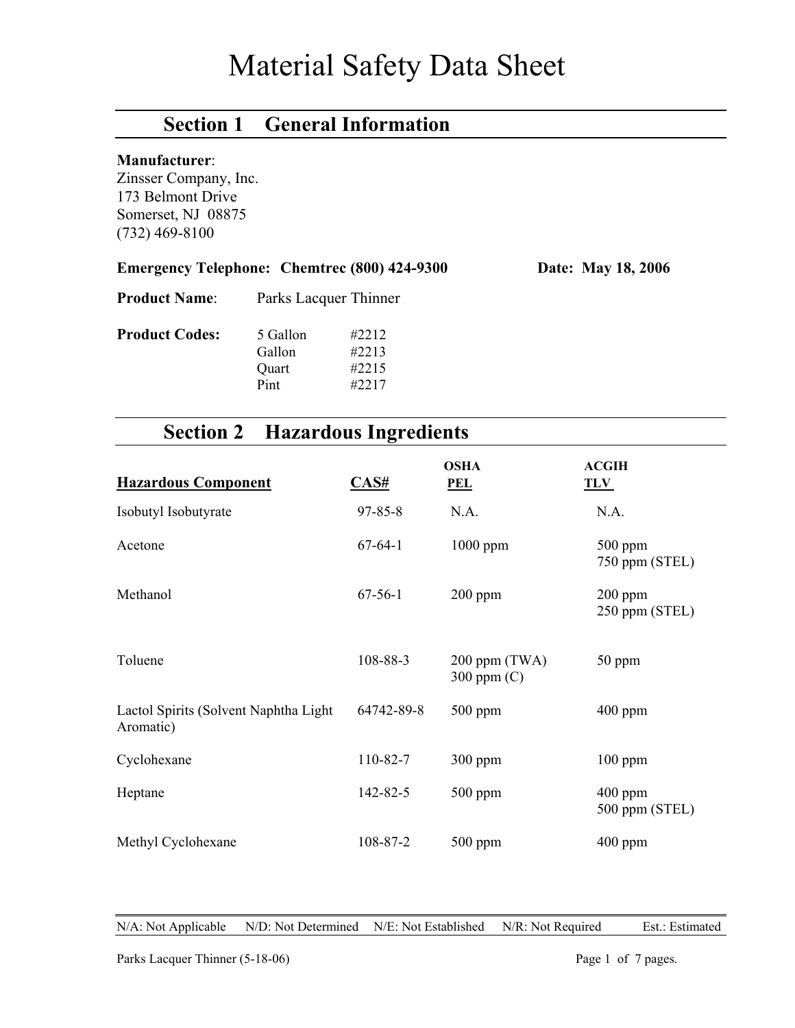# Material Safety Data Sheet

## Section 1 General Information

**Manufacturer**:
Zinsser Company, Inc.
173 Belmont Drive
Somerset, NJ 08875
(732) 469-8100

**Emergency Telephone: Chemtrec (800) 424-9300** **Date: May 18, 2006**

**Product Name**: Parks Lacquer Thinner

**Product Codes:**

| | |
|---|---|
| 5 Gallon | #2212 |
| Gallon | #2213 |
| Quart | #2215 |
| Pint | #2217 |

## Section 2 Hazardous Ingredients

| Hazardous Component | CAS# | OSHA PEL | ACGIH TLV |
|---|---|---|---|
| Isobutyl Isobutyrate | 97-85-8 | N.A. | N.A. |
| Acetone | 67-64-1 | 1000 ppm | 500 ppm<br>750 ppm (STEL) |
| Methanol | 67-56-1 | 200 ppm | 200 ppm<br>250 ppm (STEL) |
| Toluene | 108-88-3 | 200 ppm (TWA)<br>300 ppm (C) | 50 ppm |
| Lactol Spirits (Solvent Naphtha Light Aromatic) | 64742-89-8 | 500 ppm | 400 ppm |
| Cyclohexane | 110-82-7 | 300 ppm | 100 ppm |
| Heptane | 142-82-5 | 500 ppm | 400 ppm<br>500 ppm (STEL) |
| Methyl Cyclohexane | 108-87-2 | 500 ppm | 400 ppm |

N/A: Not Applicable N/D: Not Determined N/E: Not Established N/R: Not Required Est.: Estimated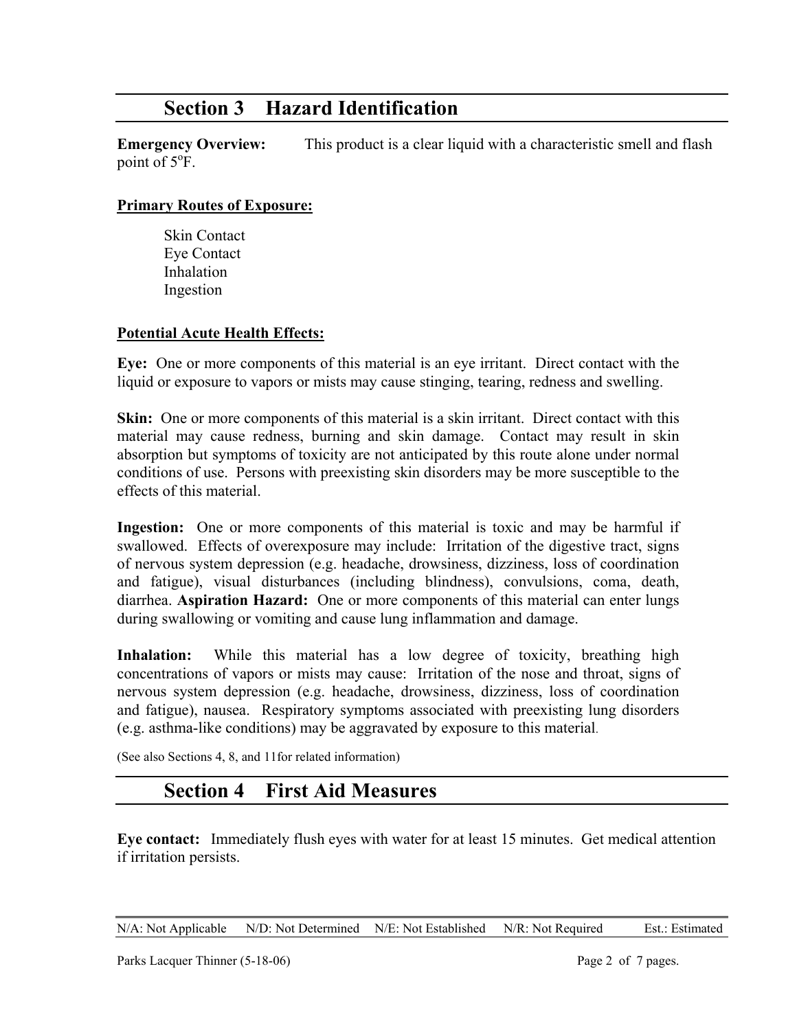## Section 3 Hazard Identification

**Emergency Overview:** This product is a clear liquid with a characteristic smell and flash point of 5$^{o}$F.

**Primary Routes of Exposure:**

- Skin Contact
- Eye Contact
- Inhalation
- Ingestion

**Potential Acute Health Effects:**

**Eye:** One or more components of this material is an eye irritant. Direct contact with the liquid or exposure to vapors or mists may cause stinging, tearing, redness and swelling.

**Skin:** One or more components of this material is a skin irritant. Direct contact with this material may cause redness, burning and skin damage. Contact may result in skin absorption but symptoms of toxicity are not anticipated by this route alone under normal conditions of use. Persons with preexisting skin disorders may be more susceptible to the effects of this material.

**Ingestion:** One or more components of this material is toxic and may be harmful if swallowed. Effects of overexposure may include: Irritation of the digestive tract, signs of nervous system depression (e.g. headache, drowsiness, dizziness, loss of coordination and fatigue), visual disturbances (including blindness), convulsions, coma, death, diarrhea. **Aspiration Hazard:** One or more components of this material can enter lungs during swallowing or vomiting and cause lung inflammation and damage.

**Inhalation:** While this material has a low degree of toxicity, breathing high concentrations of vapors or mists may cause: Irritation of the nose and throat, signs of nervous system depression (e.g. headache, drowsiness, dizziness, loss of coordination and fatigue), nausea. Respiratory symptoms associated with preexisting lung disorders (e.g. asthma-like conditions) may be aggravated by exposure to this material.

(See also Sections 4, 8, and 11for related information)

## Section 4 First Aid Measures

**Eye contact:** Immediately flush eyes with water for at least 15 minutes. Get medical attention if irritation persists.

N/A: Not Applicable N/D: Not Determined N/E: Not Established N/R: Not Required Est.: Estimated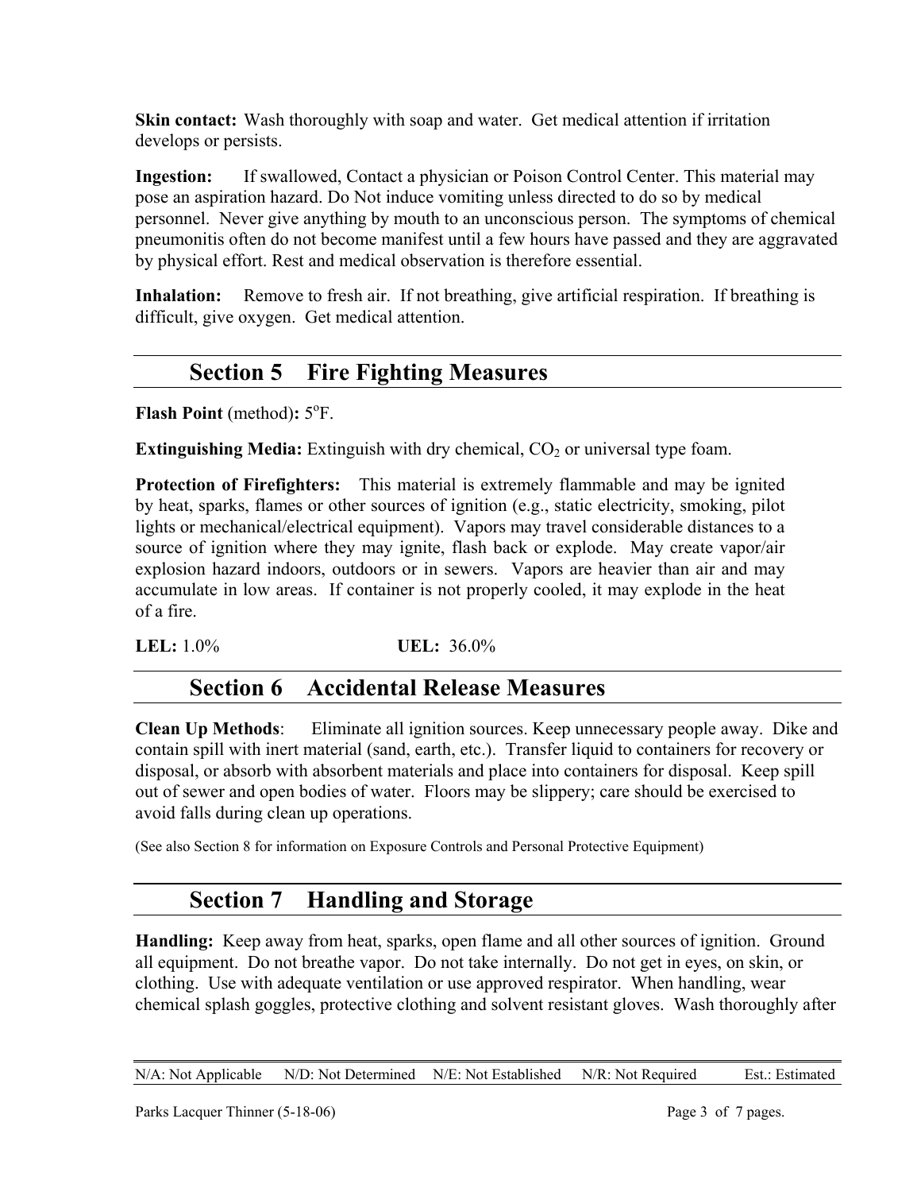**Skin contact:** Wash thoroughly with soap and water. Get medical attention if irritation develops or persists.

**Ingestion:** If swallowed, Contact a physician or Poison Control Center. This material may pose an aspiration hazard. Do Not induce vomiting unless directed to do so by medical personnel. Never give anything by mouth to an unconscious person. The symptoms of chemical pneumonitis often do not become manifest until a few hours have passed and they are aggravated by physical effort. Rest and medical observation is therefore essential.

**Inhalation:** Remove to fresh air. If not breathing, give artificial respiration. If breathing is difficult, give oxygen. Get medical attention.

## Section 5 Fire Fighting Measures

**Flash Point** (method)**:** 5°F.

**Extinguishing Media:** Extinguish with dry chemical, $CO_2$ or universal type foam.

**Protection of Firefighters:** This material is extremely flammable and may be ignited by heat, sparks, flames or other sources of ignition (e.g., static electricity, smoking, pilot lights or mechanical/electrical equipment). Vapors may travel considerable distances to a source of ignition where they may ignite, flash back or explode. May create vapor/air explosion hazard indoors, outdoors or in sewers. Vapors are heavier than air and may accumulate in low areas. If container is not properly cooled, it may explode in the heat of a fire.

**LEL:** 1.0% **UEL:** 36.0%

## Section 6 Accidental Release Measures

**Clean Up Methods**: Eliminate all ignition sources. Keep unnecessary people away. Dike and contain spill with inert material (sand, earth, etc.). Transfer liquid to containers for recovery or disposal, or absorb with absorbent materials and place into containers for disposal. Keep spill out of sewer and open bodies of water. Floors may be slippery; care should be exercised to avoid falls during clean up operations.

(See also Section 8 for information on Exposure Controls and Personal Protective Equipment)

## Section 7 Handling and Storage

**Handling:** Keep away from heat, sparks, open flame and all other sources of ignition. Ground all equipment. Do not breathe vapor. Do not take internally. Do not get in eyes, on skin, or clothing. Use with adequate ventilation or use approved respirator. When handling, wear chemical splash goggles, protective clothing and solvent resistant gloves. Wash thoroughly after

N/A: Not Applicable N/D: Not Determined N/E: Not Established N/R: Not Required Est.: Estimated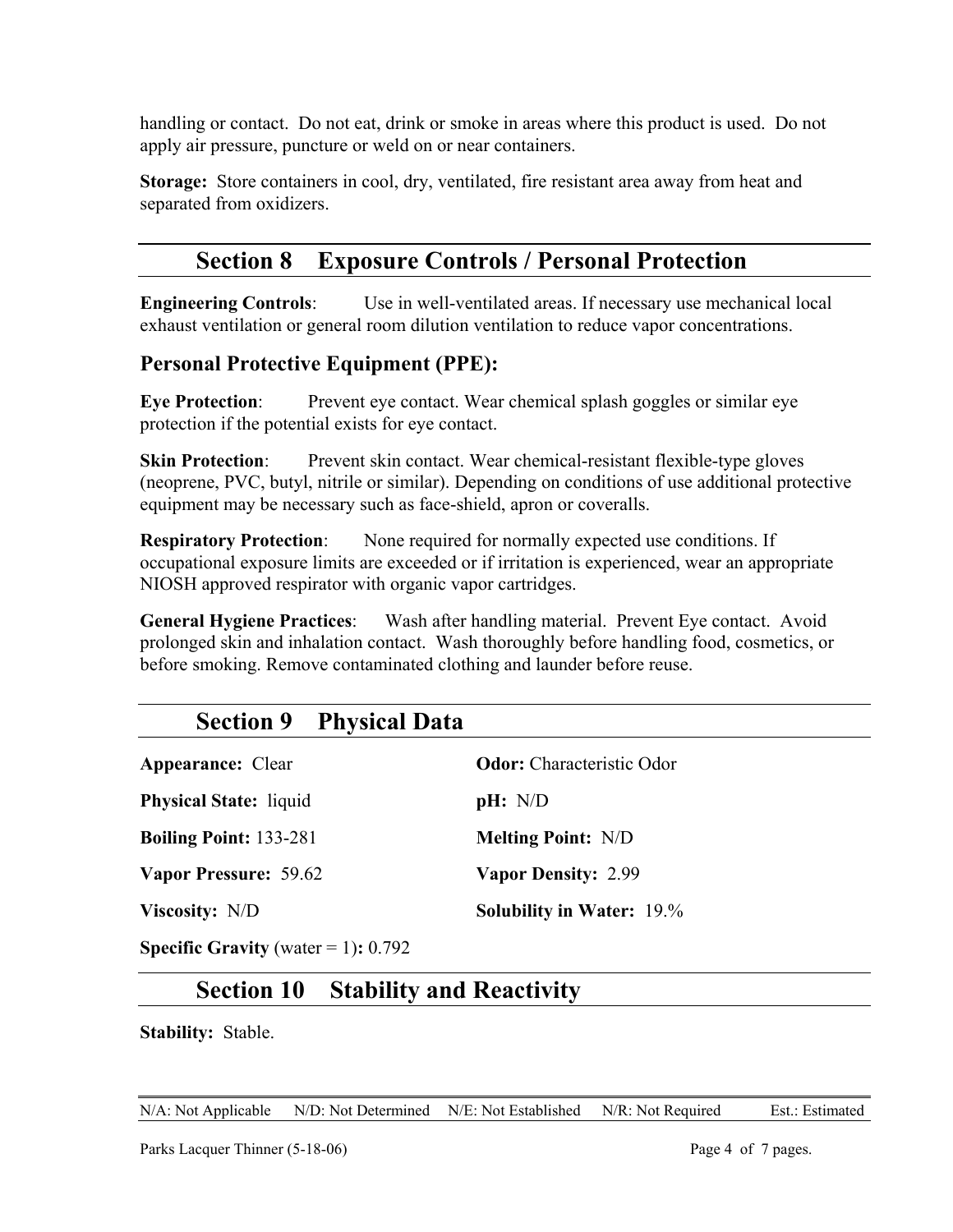handling or contact. Do not eat, drink or smoke in areas where this product is used. Do not apply air pressure, puncture or weld on or near containers.

**Storage:** Store containers in cool, dry, ventilated, fire resistant area away from heat and separated from oxidizers.

## Section 8 Exposure Controls / Personal Protection

**Engineering Controls**: Use in well-ventilated areas. If necessary use mechanical local exhaust ventilation or general room dilution ventilation to reduce vapor concentrations.

### Personal Protective Equipment (PPE):

**Eye Protection**: Prevent eye contact. Wear chemical splash goggles or similar eye protection if the potential exists for eye contact.

**Skin Protection**: Prevent skin contact. Wear chemical-resistant flexible-type gloves (neoprene, PVC, butyl, nitrile or similar). Depending on conditions of use additional protective equipment may be necessary such as face-shield, apron or coveralls.

**Respiratory Protection**: None required for normally expected use conditions. If occupational exposure limits are exceeded or if irritation is experienced, wear an appropriate NIOSH approved respirator with organic vapor cartridges.

**General Hygiene Practices**: Wash after handling material. Prevent Eye contact. Avoid prolonged skin and inhalation contact. Wash thoroughly before handling food, cosmetics, or before smoking. Remove contaminated clothing and launder before reuse.

## Section 9 Physical Data

**Appearance:** Clear

**Odor:** Characteristic Odor

**Physical State:** liquid

**pH:** N/D

**Boiling Point:** 133-281

**Melting Point:** N/D

**Vapor Pressure:** 59.62

**Vapor Density:** 2.99

**Viscosity:** N/D

**Solubility in Water:** 19.%

**Specific Gravity** (water = 1)**:** 0.792

## Section 10 Stability and Reactivity

**Stability:** Stable.

N/A: Not Applicable N/D: Not Determined N/E: Not Established N/R: Not Required Est.: Estimated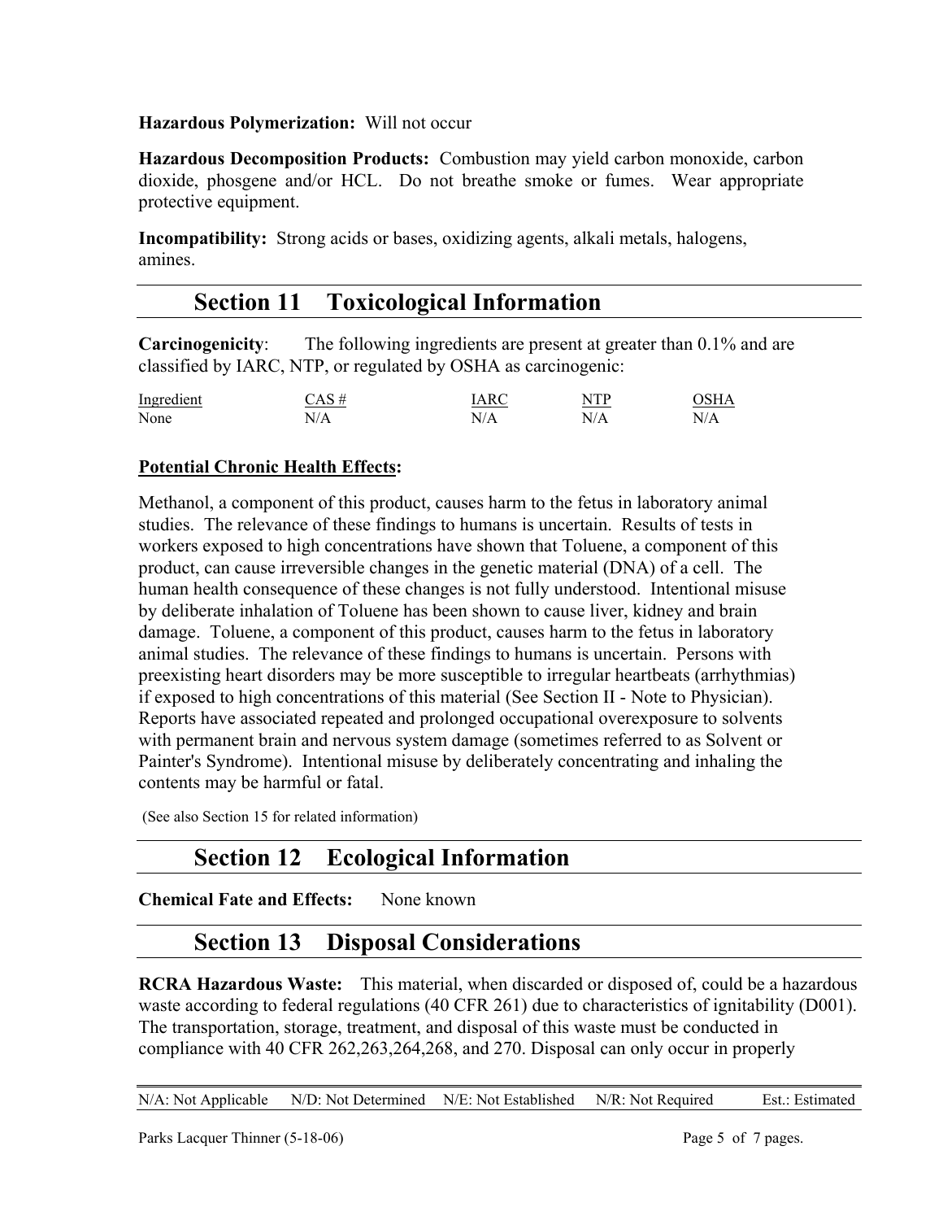**Hazardous Polymerization:** Will not occur

**Hazardous Decomposition Products:** Combustion may yield carbon monoxide, carbon dioxide, phosgene and/or HCL. Do not breathe smoke or fumes. Wear appropriate protective equipment.

**Incompatibility:** Strong acids or bases, oxidizing agents, alkali metals, halogens, amines.

## Section 11 Toxicological Information

**Carcinogenicity**: The following ingredients are present at greater than 0.1% and are classified by IARC, NTP, or regulated by OSHA as carcinogenic:

| Ingredient | CAS # | IARC | NTP | OSHA |
|---|---|---|---|---|
| None | N/A | N/A | N/A | N/A |

**Potential Chronic Health Effects:**

Methanol, a component of this product, causes harm to the fetus in laboratory animal studies. The relevance of these findings to humans is uncertain. Results of tests in workers exposed to high concentrations have shown that Toluene, a component of this product, can cause irreversible changes in the genetic material (DNA) of a cell. The human health consequence of these changes is not fully understood. Intentional misuse by deliberate inhalation of Toluene has been shown to cause liver, kidney and brain damage. Toluene, a component of this product, causes harm to the fetus in laboratory animal studies. The relevance of these findings to humans is uncertain. Persons with preexisting heart disorders may be more susceptible to irregular heartbeats (arrhythmias) if exposed to high concentrations of this material (See Section II - Note to Physician). Reports have associated repeated and prolonged occupational overexposure to solvents with permanent brain and nervous system damage (sometimes referred to as Solvent or Painter's Syndrome). Intentional misuse by deliberately concentrating and inhaling the contents may be harmful or fatal.

(See also Section 15 for related information)

## Section 12 Ecological Information

**Chemical Fate and Effects:** None known

## Section 13 Disposal Considerations

**RCRA Hazardous Waste:** This material, when discarded or disposed of, could be a hazardous waste according to federal regulations (40 CFR 261) due to characteristics of ignitability (D001). The transportation, storage, treatment, and disposal of this waste must be conducted in compliance with 40 CFR 262,263,264,268, and 270. Disposal can only occur in properly

N/A: Not Applicable N/D: Not Determined N/E: Not Established N/R: Not Required Est.: Estimated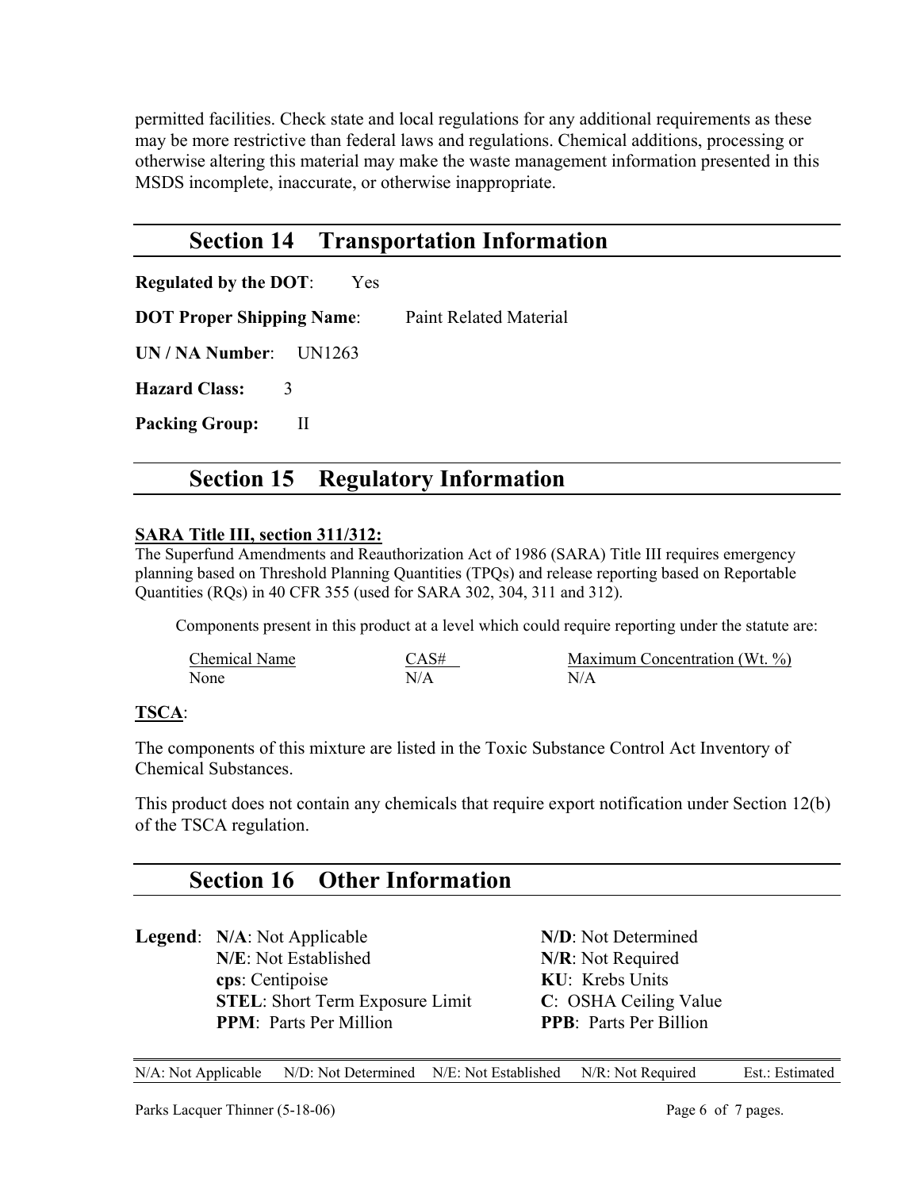permitted facilities. Check state and local regulations for any additional requirements as these may be more restrictive than federal laws and regulations. Chemical additions, processing or otherwise altering this material may make the waste management information presented in this MSDS incomplete, inaccurate, or otherwise inappropriate.

## Section 14 Transportation Information

**Regulated by the DOT**: Yes

**DOT Proper Shipping Name**: Paint Related Material

**UN / NA Number**: UN1263

**Hazard Class:** 3

**Packing Group:** II

## Section 15 Regulatory Information

**SARA Title III, section 311/312:**

The Superfund Amendments and Reauthorization Act of 1986 (SARA) Title III requires emergency planning based on Threshold Planning Quantities (TPQs) and release reporting based on Reportable Quantities (RQs) in 40 CFR 355 (used for SARA 302, 304, 311 and 312).

Components present in this product at a level which could require reporting under the statute are:

| Chemical Name | CAS# | Maximum Concentration (Wt. %) |
|---|---|---|
| None | N/A | N/A |

**TSCA**:

The components of this mixture are listed in the Toxic Substance Control Act Inventory of Chemical Substances.

This product does not contain any chemicals that require export notification under Section 12(b) of the TSCA regulation.

## Section 16 Other Information

**Legend**:

- **N/A**: Not Applicable
- **N/D**: Not Determined
- **N/E**: Not Established
- **N/R**: Not Required
- **cps**: Centipoise
- **KU**: Krebs Units
- **STEL**: Short Term Exposure Limit
- **C**: OSHA Ceiling Value
- **PPM**: Parts Per Million
- **PPB**: Parts Per Billion

N/A: Not Applicable N/D: Not Determined N/E: Not Established N/R: Not Required Est.: Estimated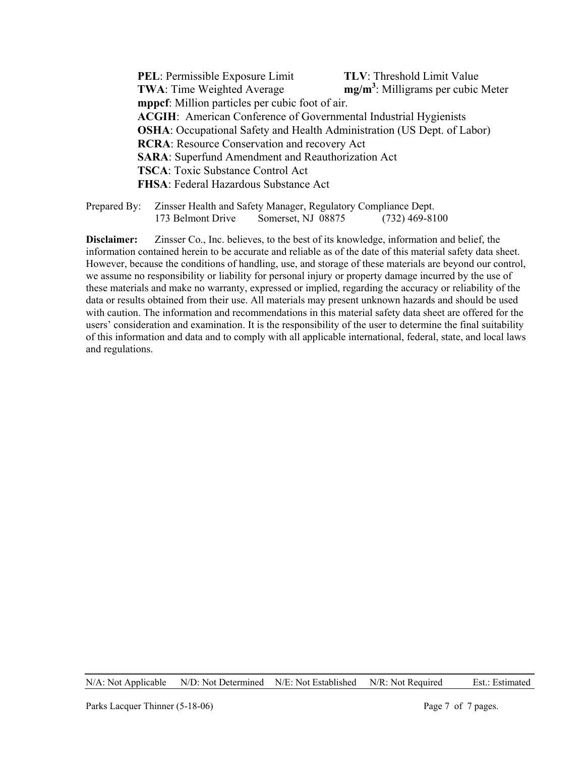**PEL**: Permissible Exposure Limit

**TLV**: Threshold Limit Value

**TWA**: Time Weighted Average

**mg/m$^3$**: Milligrams per cubic Meter

**mppcf**: Million particles per cubic foot of air.

**ACGIH**: American Conference of Governmental Industrial Hygienists

**OSHA**: Occupational Safety and Health Administration (US Dept. of Labor)

**RCRA**: Resource Conservation and recovery Act

**SARA**: Superfund Amendment and Reauthorization Act

**TSCA**: Toxic Substance Control Act

**FHSA**: Federal Hazardous Substance Act

Prepared By: Zinsser Health and Safety Manager, Regulatory Compliance Dept.
173 Belmont Drive Somerset, NJ 08875 (732) 469-8100

**Disclaimer:** Zinsser Co., Inc. believes, to the best of its knowledge, information and belief, the information contained herein to be accurate and reliable as of the date of this material safety data sheet. However, because the conditions of handling, use, and storage of these materials are beyond our control, we assume no responsibility or liability for personal injury or property damage incurred by the use of these materials and make no warranty, expressed or implied, regarding the accuracy or reliability of the data or results obtained from their use. All materials may present unknown hazards and should be used with caution. The information and recommendations in this material safety data sheet are offered for the users' consideration and examination. It is the responsibility of the user to determine the final suitability of this information and data and to comply with all applicable international, federal, state, and local laws and regulations.

N/A: Not Applicable N/D: Not Determined N/E: Not Established N/R: Not Required Est.: Estimated